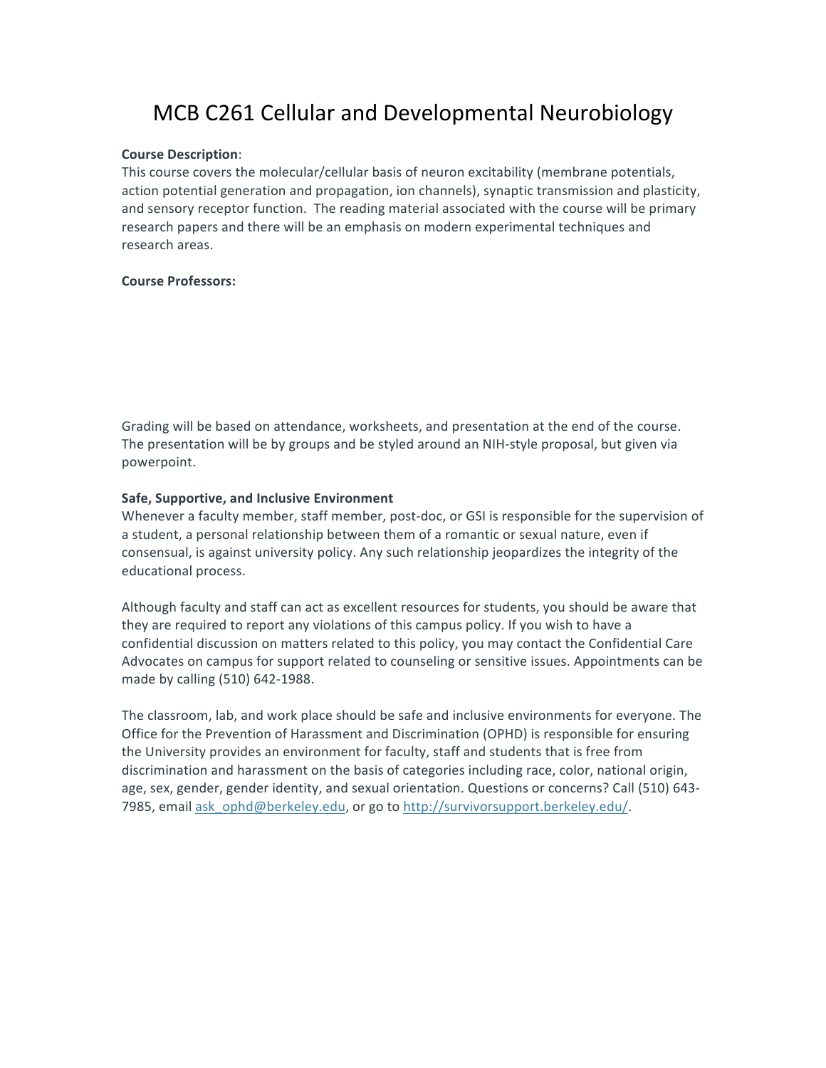# MCB C261 Cellular and Developmental Neurobiology

**Course Description**:
This course covers the molecular/cellular basis of neuron excitability (membrane potentials, action potential generation and propagation, ion channels), synaptic transmission and plasticity, and sensory receptor function. The reading material associated with the course will be primary research papers and there will be an emphasis on modern experimental techniques and research areas.

**Course Professors:**

Grading will be based on attendance, worksheets, and presentation at the end of the course. The presentation will be by groups and be styled around an NIH-style proposal, but given via powerpoint.

**Safe, Supportive, and Inclusive Environment**
Whenever a faculty member, staff member, post-doc, or GSI is responsible for the supervision of a student, a personal relationship between them of a romantic or sexual nature, even if consensual, is against university policy. Any such relationship jeopardizes the integrity of the educational process.

Although faculty and staff can act as excellent resources for students, you should be aware that they are required to report any violations of this campus policy. If you wish to have a confidential discussion on matters related to this policy, you may contact the Confidential Care Advocates on campus for support related to counseling or sensitive issues. Appointments can be made by calling (510) 642-1988.

The classroom, lab, and work place should be safe and inclusive environments for everyone. The Office for the Prevention of Harassment and Discrimination (OPHD) is responsible for ensuring the University provides an environment for faculty, staff and students that is free from discrimination and harassment on the basis of categories including race, color, national origin, age, sex, gender, gender identity, and sexual orientation. Questions or concerns? Call (510) 643-7985, email [ask_ophd@berkeley.edu](mailto:ask_ophd@berkeley.edu), or go to [http://survivorsupport.berkeley.edu/](http://survivorsupport.berkeley.edu/).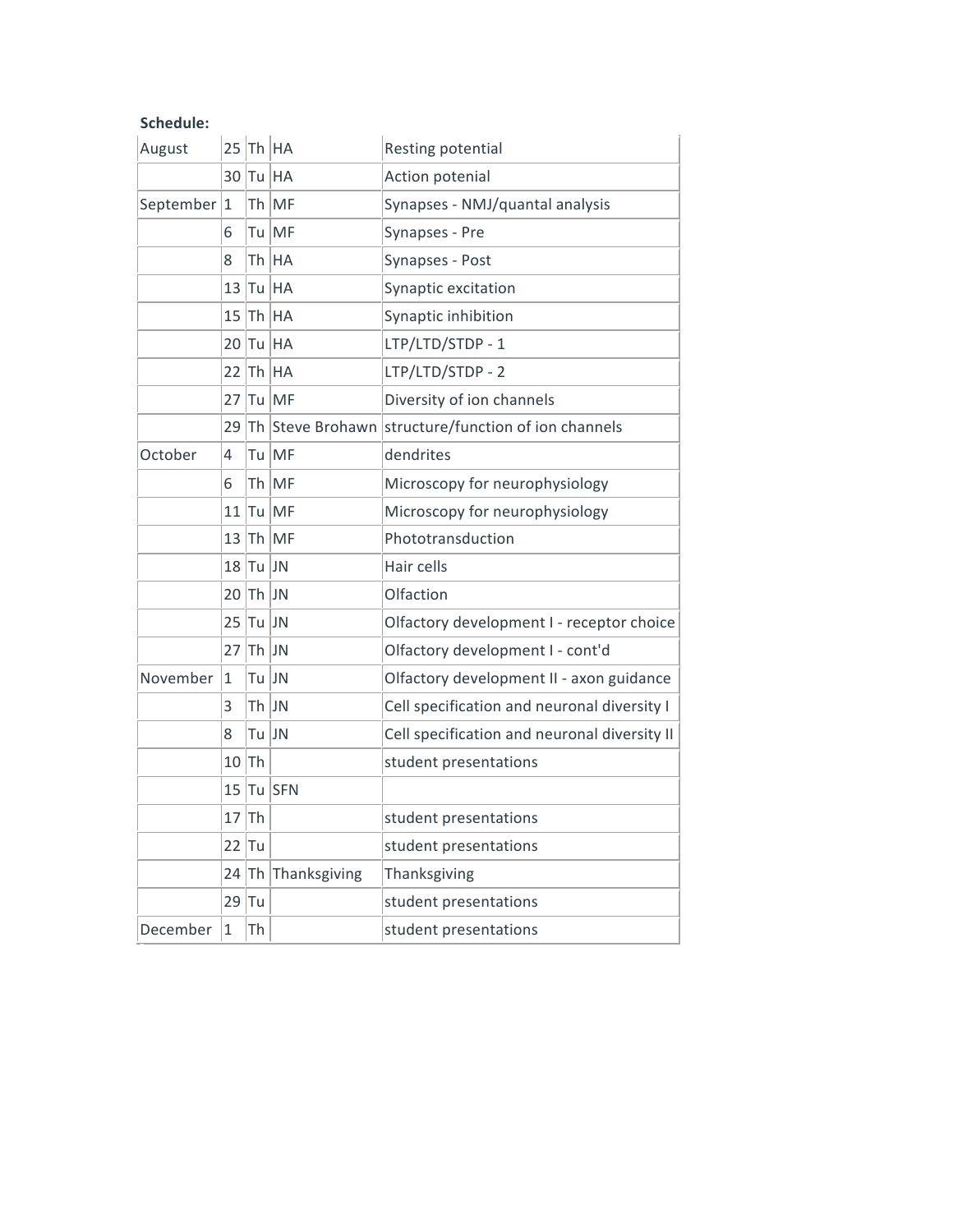**Schedule:**

| | | | | |
|---|---|---|---|---|
| August | 25 | Th | HA | Resting potential |
| | 30 | Tu | HA | Action potenial |
| September | 1 | Th | MF | Synapses - NMJ/quantal analysis |
| | 6 | Tu | MF | Synapses - Pre |
| | 8 | Th | HA | Synapses - Post |
| | 13 | Tu | HA | Synaptic excitation |
| | 15 | Th | HA | Synaptic inhibition |
| | 20 | Tu | HA | LTP/LTD/STDP - 1 |
| | 22 | Th | HA | LTP/LTD/STDP - 2 |
| | 27 | Tu | MF | Diversity of ion channels |
| | 29 | Th | Steve Brohawn | structure/function of ion channels |
| October | 4 | Tu | MF | dendrites |
| | 6 | Th | MF | Microscopy for neurophysiology |
| | 11 | Tu | MF | Microscopy for neurophysiology |
| | 13 | Th | MF | Phototransduction |
| | 18 | Tu | JN | Hair cells |
| | 20 | Th | JN | Olfaction |
| | 25 | Tu | JN | Olfactory development I - receptor choice |
| | 27 | Th | JN | Olfactory development I - cont'd |
| November | 1 | Tu | JN | Olfactory development II - axon guidance |
| | 3 | Th | JN | Cell specification and neuronal diversity I |
| | 8 | Tu | JN | Cell specification and neuronal diversity II |
| | 10 | Th | | student presentations |
| | 15 | Tu | SFN | |
| | 17 | Th | | student presentations |
| | 22 | Tu | | student presentations |
| | 24 | Th | Thanksgiving | Thanksgiving |
| | 29 | Tu | | student presentations |
| December | 1 | Th | | student presentations |